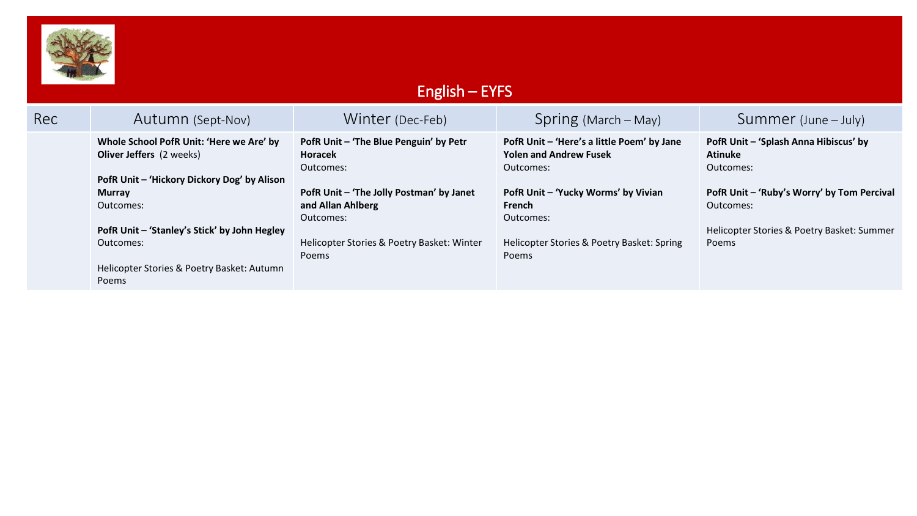# English – EYFS

| Rec | Autumn (Sept-Nov) | Winter (Dec-Feb) | Spring (March – May) | Summer (June – July) |
|---|---|---|---|---|
| | **Whole School PofR Unit: 'Here we Are' by Oliver Jeffers** (2 weeks)<br><br>**PofR Unit – 'Hickory Dickory Dog' by Alison Murray**<br>Outcomes:<br><br>**PofR Unit – 'Stanley's Stick' by John Hegley**<br>Outcomes:<br><br>Helicopter Stories & Poetry Basket: Autumn Poems | **PofR Unit – 'The Blue Penguin' by Petr Horacek**<br>Outcomes:<br><br>**PofR Unit – 'The Jolly Postman' by Janet and Allan Ahlberg**<br>Outcomes:<br><br>Helicopter Stories & Poetry Basket: Winter Poems | **PofR Unit – 'Here's a little Poem' by Jane Yolen and Andrew Fusek**<br>Outcomes:<br><br>**PofR Unit – 'Yucky Worms' by Vivian French**<br>Outcomes:<br><br>Helicopter Stories & Poetry Basket: Spring Poems | **PofR Unit – 'Splash Anna Hibiscus' by Atinuke**<br>Outcomes:<br><br>**PofR Unit – 'Ruby's Worry' by Tom Percival**<br>Outcomes:<br><br>Helicopter Stories & Poetry Basket: Summer Poems |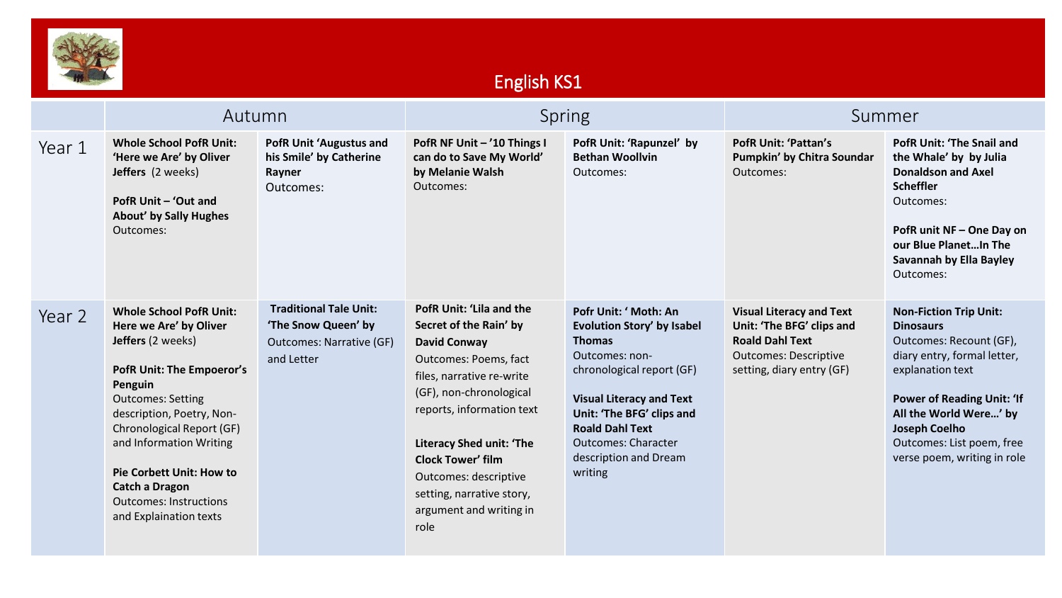# English KS1

| | Autumn | | Spring | | Summer | |
|---|---|---|---|---|---|---|
| Year 1 | **Whole School PofR Unit: 'Here we Are' by Oliver Jeffers** (2 weeks)<br><br>**PofR Unit – 'Out and About' by Sally Hughes**<br>Outcomes: | **PofR Unit 'Augustus and his Smile' by Catherine Rayner**<br>Outcomes: | **PofR NF Unit – '10 Things I can do to Save My World' by Melanie Walsh**<br>Outcomes: | **PofR Unit: 'Rapunzel' by Bethan Woollvin**<br>Outcomes: | **PofR Unit: 'Pattan's Pumpkin' by Chitra Soundar**<br>Outcomes: | **PofR Unit: 'The Snail and the Whale' by by Julia Donaldson and Axel Scheffler**<br>Outcomes:<br><br>**PofR unit NF – One Day on our Blue Planet…In The Savannah by Ella Bayley**<br>Outcomes: |
| Year 2 | **Whole School PofR Unit: Here we Are' by Oliver Jeffers** (2 weeks)<br><br>**PofR Unit: The Empoeror's Penguin**<br>Outcomes: Setting description, Poetry, Non-Chronological Report (GF) and Information Writing<br><br>**Pie Corbett Unit: How to Catch a Dragon**<br>Outcomes: Instructions and Explaination texts | **Traditional Tale Unit: 'The Snow Queen' by**<br>Outcomes: Narrative (GF) and Letter | **PofR Unit: 'Lila and the Secret of the Rain' by David Conway**<br>Outcomes: Poems, fact files, narrative re-write (GF), non-chronological reports, information text<br><br>**Literacy Shed unit: 'The Clock Tower' film**<br>Outcomes: descriptive setting, narrative story, argument and writing in role | **Pofr Unit: ' Moth: An Evolution Story' by Isabel Thomas**<br>Outcomes: non-chronological report (GF)<br><br>**Visual Literacy and Text Unit: 'The BFG' clips and Roald Dahl Text**<br>Outcomes: Character description and Dream writing | **Visual Literacy and Text Unit: 'The BFG' clips and Roald Dahl Text**<br>Outcomes: Descriptive setting, diary entry (GF) | **Non-Fiction Trip Unit: Dinosaurs**<br>Outcomes: Recount (GF), diary entry, formal letter, explanation text<br><br>**Power of Reading Unit: 'If All the World Were…' by Joseph Coelho**<br>Outcomes: List poem, free verse poem, writing in role |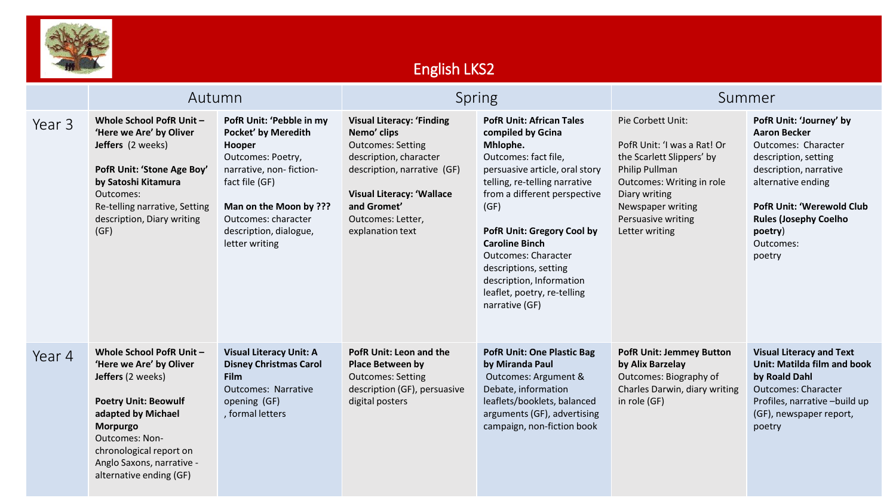# English LKS2

| | Autumn | | Spring | | Summer | |
|---|---|---|---|---|---|---|
| Year 3 | **Whole School PofR Unit – 'Here we Are' by Oliver Jeffers** (2 weeks)<br><br>**PofR Unit: 'Stone Age Boy' by Satoshi Kitamura**<br>Outcomes:<br>Re-telling narrative, Setting description, Diary writing (GF) | **PofR Unit: 'Pebble in my Pocket' by Meredith Hooper**<br>Outcomes: Poetry, narrative, non- fiction-fact file (GF)<br><br>**Man on the Moon by ???**<br>Outcomes: character description, dialogue, letter writing | **Visual Literacy: 'Finding Nemo' clips**<br>Outcomes: Setting description, character description, narrative (GF)<br><br>**Visual Literacy: 'Wallace and Gromet'**<br>Outcomes: Letter, explanation text | **PofR Unit: African Tales compiled by Gcina Mhlophe.**<br>Outcomes: fact file, persuasive article, oral story telling, re-telling narrative from a different perspective (GF)<br><br>**PofR Unit: Gregory Cool by Caroline Binch**<br>Outcomes: Character descriptions, setting description, Information leaflet, poetry, re-telling narrative (GF) | Pie Corbett Unit:<br><br>PofR Unit: 'I was a Rat! Or the Scarlett Slippers' by Philip Pullman<br>Outcomes: Writing in role<br>Diary writing<br>Newspaper writing<br>Persuasive writing<br>Letter writing | **PofR Unit: 'Journey' by Aaron Becker**<br>Outcomes: Character description, setting description, narrative alternative ending<br><br>**PofR Unit: 'Werewold Club Rules (Josephy Coelho poetry)**<br>Outcomes:<br>poetry |
| Year 4 | **Whole School PofR Unit – 'Here we Are' by Oliver Jeffers** (2 weeks)<br><br>**Poetry Unit: Beowulf adapted by Michael Morpurgo**<br>Outcomes: Non-chronological report on Anglo Saxons, narrative - alternative ending (GF) | **Visual Literacy Unit: A Disney Christmas Carol Film**<br>Outcomes: Narrative opening (GF)<br>, formal letters | **PofR Unit: Leon and the Place Between by**<br>Outcomes: Setting description (GF), persuasive digital posters | **PofR Unit: One Plastic Bag by Miranda Paul**<br>Outcomes: Argument & Debate, information leaflets/booklets, balanced arguments (GF), advertising campaign, non-fiction book | **PofR Unit: Jemmey Button by Alix Barzelay**<br>Outcomes: Biography of Charles Darwin, diary writing in role (GF) | **Visual Literacy and Text Unit: Matilda film and book by Roald Dahl**<br>Outcomes: Character Profiles, narrative –build up (GF), newspaper report, poetry |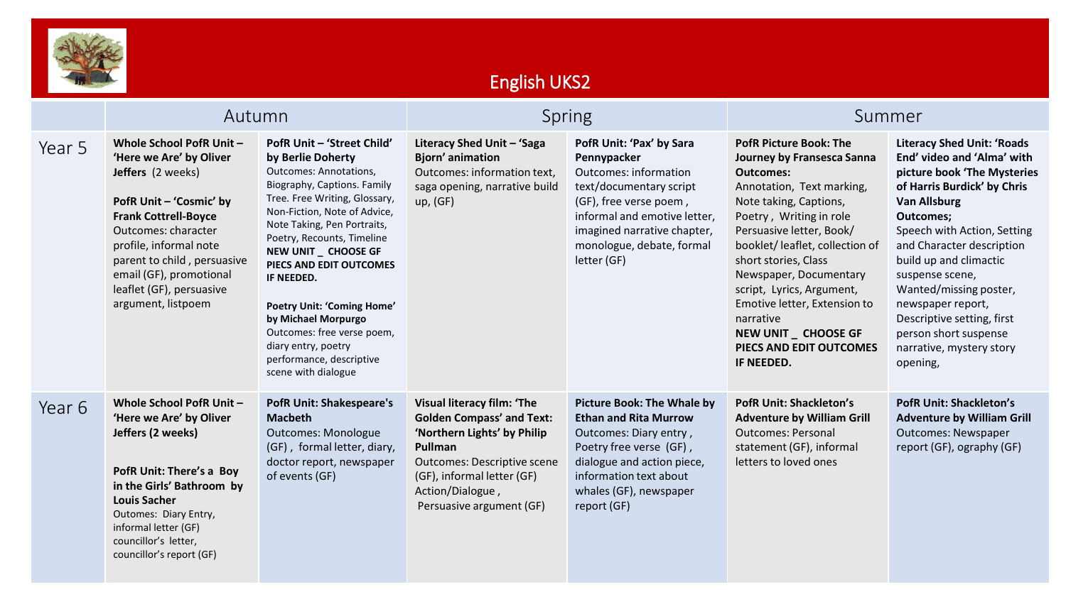# English UKS2

| | Autumn | | Spring | | Summer | |
|---|---|---|---|---|---|---|
| Year 5 | **Whole School PofR Unit – 'Here we Are' by Oliver Jeffers** (2 weeks)<br><br>**PofR Unit – 'Cosmic' by Frank Cottrell-Boyce**<br>Outcomes: character profile, informal note parent to child , persuasive email (GF), promotional leaflet (GF), persuasive argument, listpoem | **PofR Unit – 'Street Child' by Berlie Doherty**<br>Outcomes: Annotations, Biography, Captions. Family Tree. Free Writing, Glossary, Non-Fiction, Note of Advice, Note Taking, Pen Portraits, Poetry, Recounts, Timeline<br>**NEW UNIT _ CHOOSE GF PIECS AND EDIT OUTCOMES IF NEEDED.**<br><br>**Poetry Unit: 'Coming Home' by Michael Morpurgo**<br>Outcomes: free verse poem, diary entry, poetry performance, descriptive scene with dialogue | **Literacy Shed Unit – 'Saga Bjorn' animation**<br>Outcomes: information text, saga opening, narrative build up, (GF) | **PofR Unit: 'Pax' by Sara Pennypacker**<br>Outcomes: information text/documentary script (GF), free verse poem , informal and emotive letter, imagined narrative chapter, monologue, debate, formal letter (GF) | **PofR Picture Book: The Journey by Fransesca Sanna**<br>**Outcomes:**<br>Annotation, Text marking, Note taking, Captions, Poetry , Writing in role Persuasive letter, Book/ booklet/ leaflet, collection of short stories, Class Newspaper, Documentary script, Lyrics, Argument, Emotive letter, Extension to narrative<br>**NEW UNIT _ CHOOSE GF PIECS AND EDIT OUTCOMES IF NEEDED.** | **Literacy Shed Unit: 'Roads End' video and 'Alma' with picture book 'The Mysteries of Harris Burdick' by Chris Van Allsburg**<br>**Outcomes;**<br>Speech with Action, Setting and Character description build up and climactic suspense scene, Wanted/missing poster, newspaper report, Descriptive setting, first person short suspense narrative, mystery story opening, |
| Year 6 | **Whole School PofR Unit – 'Here we Are' by Oliver Jeffers (2 weeks)**<br><br>**PofR Unit: There's a Boy in the Girls' Bathroom by Louis Sacher**<br>Outomes: Diary Entry, informal letter (GF) councillor's letter, councillor's report (GF) | **PofR Unit: Shakespeare's Macbeth**<br>Outcomes: Monologue (GF) , formal letter, diary, doctor report, newspaper of events (GF) | **Visual literacy film: 'The Golden Compass' and Text: 'Northern Lights' by Philip Pullman**<br>Outcomes: Descriptive scene (GF), informal letter (GF) Action/Dialogue ,<br>Persuasive argument (GF) | **Picture Book: The Whale by Ethan and Rita Murrow**<br>Outcomes: Diary entry , Poetry free verse (GF) , dialogue and action piece, information text about whales (GF), newspaper report (GF) | **PofR Unit: Shackleton's Adventure by William Grill**<br>Outcomes: Personal statement (GF), informal letters to loved ones | **PofR Unit: Shackleton's Adventure by William Grill**<br>Outcomes: Newspaper report (GF), ography (GF) |